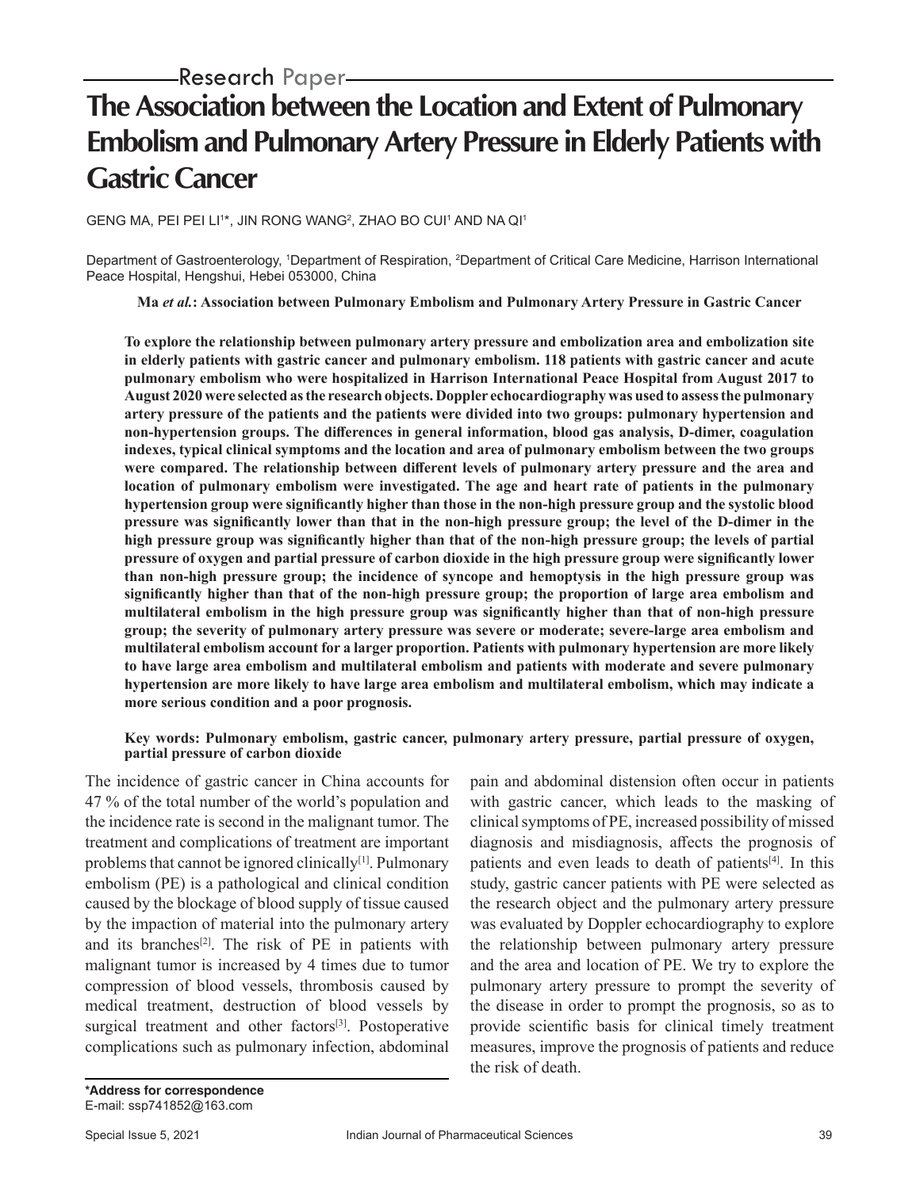Research Paper

# The Association between the Location and Extent of Pulmonary Embolism and Pulmonary Artery Pressure in Elderly Patients with Gastric Cancer

GENG MA, PEI PEI LI[1]*, JIN RONG WANG[2], ZHAO BO CUI[1] AND NA QI[1]

Department of Gastroenterology, [1]Department of Respiration, [2]Department of Critical Care Medicine, Harrison International Peace Hospital, Hengshui, Hebei 053000, China

**Ma *et al.*: Association between Pulmonary Embolism and Pulmonary Artery Pressure in Gastric Cancer**

**To explore the relationship between pulmonary artery pressure and embolization area and embolization site in elderly patients with gastric cancer and pulmonary embolism. 118 patients with gastric cancer and acute pulmonary embolism who were hospitalized in Harrison International Peace Hospital from August 2017 to August 2020 were selected as the research objects. Doppler echocardiography was used to assess the pulmonary artery pressure of the patients and the patients were divided into two groups: pulmonary hypertension and non-hypertension groups. The differences in general information, blood gas analysis, D-dimer, coagulation indexes, typical clinical symptoms and the location and area of pulmonary embolism between the two groups were compared. The relationship between different levels of pulmonary artery pressure and the area and location of pulmonary embolism were investigated. The age and heart rate of patients in the pulmonary hypertension group were significantly higher than those in the non-high pressure group and the systolic blood pressure was significantly lower than that in the non-high pressure group; the level of the D-dimer in the high pressure group was significantly higher than that of the non-high pressure group; the levels of partial pressure of oxygen and partial pressure of carbon dioxide in the high pressure group were significantly lower than non-high pressure group; the incidence of syncope and hemoptysis in the high pressure group was significantly higher than that of the non-high pressure group; the proportion of large area embolism and multilateral embolism in the high pressure group was significantly higher than that of non-high pressure group; the severity of pulmonary artery pressure was severe or moderate; severe-large area embolism and multilateral embolism account for a larger proportion. Patients with pulmonary hypertension are more likely to have large area embolism and multilateral embolism and patients with moderate and severe pulmonary hypertension are more likely to have large area embolism and multilateral embolism, which may indicate a more serious condition and a poor prognosis.**

**Key words: Pulmonary embolism, gastric cancer, pulmonary artery pressure, partial pressure of oxygen, partial pressure of carbon dioxide**

The incidence of gastric cancer in China accounts for 47 % of the total number of the world's population and the incidence rate is second in the malignant tumor. The treatment and complications of treatment are important problems that cannot be ignored clinically[1]. Pulmonary embolism (PE) is a pathological and clinical condition caused by the blockage of blood supply of tissue caused by the impaction of material into the pulmonary artery and its branches[2]. The risk of PE in patients with malignant tumor is increased by 4 times due to tumor compression of blood vessels, thrombosis caused by medical treatment, destruction of blood vessels by surgical treatment and other factors[3]. Postoperative complications such as pulmonary infection, abdominal pain and abdominal distension often occur in patients with gastric cancer, which leads to the masking of clinical symptoms of PE, increased possibility of missed diagnosis and misdiagnosis, affects the prognosis of patients and even leads to death of patients[4]. In this study, gastric cancer patients with PE were selected as the research object and the pulmonary artery pressure was evaluated by Doppler echocardiography to explore the relationship between pulmonary artery pressure and the area and location of PE. We try to explore the pulmonary artery pressure to prompt the severity of the disease in order to prompt the prognosis, so as to provide scientific basis for clinical timely treatment measures, improve the prognosis of patients and reduce the risk of death.

**\*Address for correspondence**
E-mail: ssp741852@163.com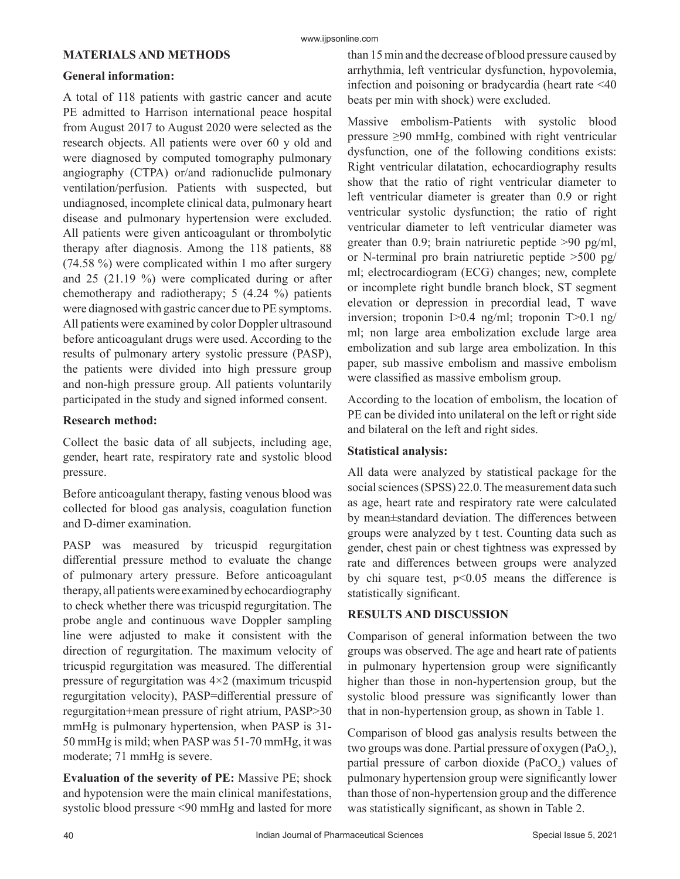## MATERIALS AND METHODS

### General information:

A total of 118 patients with gastric cancer and acute PE admitted to Harrison international peace hospital from August 2017 to August 2020 were selected as the research objects. All patients were over 60 y old and were diagnosed by computed tomography pulmonary angiography (CTPA) or/and radionuclide pulmonary ventilation/perfusion. Patients with suspected, but undiagnosed, incomplete clinical data, pulmonary heart disease and pulmonary hypertension were excluded. All patients were given anticoagulant or thrombolytic therapy after diagnosis. Among the 118 patients, 88 (74.58 %) were complicated within 1 mo after surgery and 25 (21.19 %) were complicated during or after chemotherapy and radiotherapy; 5 (4.24 %) patients were diagnosed with gastric cancer due to PE symptoms. All patients were examined by color Doppler ultrasound before anticoagulant drugs were used. According to the results of pulmonary artery systolic pressure (PASP), the patients were divided into high pressure group and non-high pressure group. All patients voluntarily participated in the study and signed informed consent.

### Research method:

Collect the basic data of all subjects, including age, gender, heart rate, respiratory rate and systolic blood pressure.

Before anticoagulant therapy, fasting venous blood was collected for blood gas analysis, coagulation function and D-dimer examination.

PASP was measured by tricuspid regurgitation differential pressure method to evaluate the change of pulmonary artery pressure. Before anticoagulant therapy, all patients were examined by echocardiography to check whether there was tricuspid regurgitation. The probe angle and continuous wave Doppler sampling line were adjusted to make it consistent with the direction of regurgitation. The maximum velocity of tricuspid regurgitation was measured. The differential pressure of regurgitation was $4 \times 2$ (maximum tricuspid regurgitation velocity), PASP=differential pressure of regurgitation+mean pressure of right atrium, PASP>30 mmHg is pulmonary hypertension, when PASP is 31-50 mmHg is mild; when PASP was 51-70 mmHg, it was moderate; 71 mmHg is severe.

**Evaluation of the severity of PE:** Massive PE; shock and hypotension were the main clinical manifestations, systolic blood pressure <90 mmHg and lasted for more than 15 min and the decrease of blood pressure caused by arrhythmia, left ventricular dysfunction, hypovolemia, infection and poisoning or bradycardia (heart rate <40 beats per min with shock) were excluded.

Massive embolism-Patients with systolic blood pressure ≥90 mmHg, combined with right ventricular dysfunction, one of the following conditions exists: Right ventricular dilatation, echocardiography results show that the ratio of right ventricular diameter to left ventricular diameter is greater than 0.9 or right ventricular systolic dysfunction; the ratio of right ventricular diameter to left ventricular diameter was greater than 0.9; brain natriuretic peptide >90 pg/ml, or N-terminal pro brain natriuretic peptide >500 pg/ml; electrocardiogram (ECG) changes; new, complete or incomplete right bundle branch block, ST segment elevation or depression in precordial lead, T wave inversion; troponin I>0.4 ng/ml; troponin T>0.1 ng/ml; non large area embolization exclude large area embolization and sub large area embolization. In this paper, sub massive embolism and massive embolism were classified as massive embolism group.

According to the location of embolism, the location of PE can be divided into unilateral on the left or right side and bilateral on the left and right sides.

### Statistical analysis:

All data were analyzed by statistical package for the social sciences (SPSS) 22.0. The measurement data such as age, heart rate and respiratory rate were calculated by mean±standard deviation. The differences between groups were analyzed by t test. Counting data such as gender, chest pain or chest tightness was expressed by rate and differences between groups were analyzed by chi square test, $p<0.05$ means the difference is statistically significant.

## RESULTS AND DISCUSSION

Comparison of general information between the two groups was observed. The age and heart rate of patients in pulmonary hypertension group were significantly higher than those in non-hypertension group, but the systolic blood pressure was significantly lower than that in non-hypertension group, as shown in Table 1.

Comparison of blood gas analysis results between the two groups was done. Partial pressure of oxygen ($PaO_2$), partial pressure of carbon dioxide ($PaCO_2$) values of pulmonary hypertension group were significantly lower than those of non-hypertension group and the difference was statistically significant, as shown in Table 2.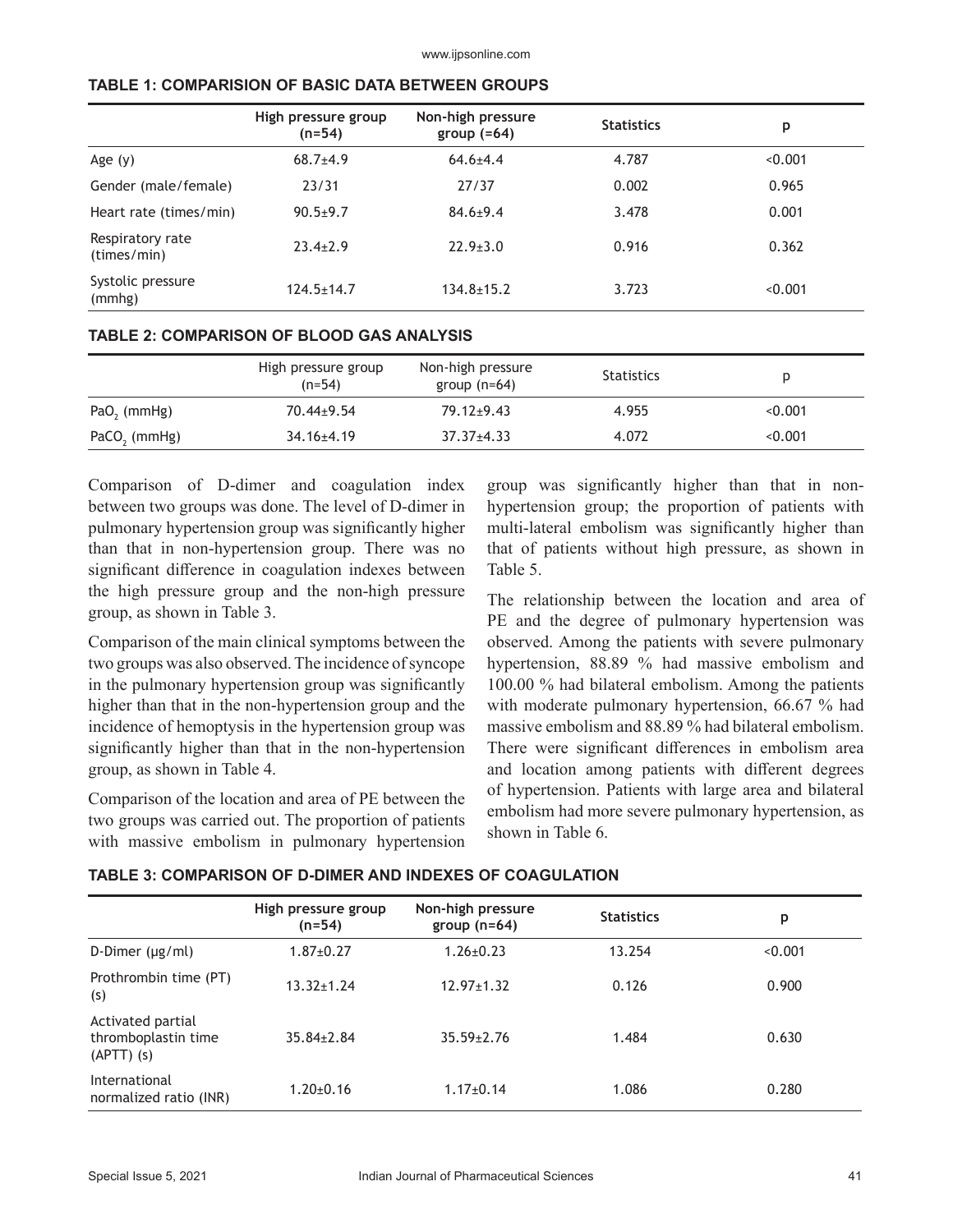**TABLE 1: COMPARISION OF BASIC DATA BETWEEN GROUPS**

| | High pressure group (n=54) | Non-high pressure group (=64) | Statistics | p |
|---|---|---|---|---|
| Age (y) | 68.7±4.9 | 64.6±4.4 | 4.787 | <0.001 |
| Gender (male/female) | 23/31 | 27/37 | 0.002 | 0.965 |
| Heart rate (times/min) | 90.5±9.7 | 84.6±9.4 | 3.478 | 0.001 |
| Respiratory rate (times/min) | 23.4±2.9 | 22.9±3.0 | 0.916 | 0.362 |
| Systolic pressure (mmhg) | 124.5±14.7 | 134.8±15.2 | 3.723 | <0.001 |

**TABLE 2: COMPARISON OF BLOOD GAS ANALYSIS**

| | High pressure group (n=54) | Non-high pressure group (n=64) | Statistics | p |
|---|---|---|---|---|
| $PaO_2$ (mmHg) | 70.44±9.54 | 79.12±9.43 | 4.955 | <0.001 |
| $PaCO_2$ (mmHg) | 34.16±4.19 | 37.37±4.33 | 4.072 | <0.001 |

Comparison of D-dimer and coagulation index between two groups was done. The level of D-dimer in pulmonary hypertension group was significantly higher than that in non-hypertension group. There was no significant difference in coagulation indexes between the high pressure group and the non-high pressure group, as shown in Table 3.

Comparison of the main clinical symptoms between the two groups was also observed. The incidence of syncope in the pulmonary hypertension group was significantly higher than that in the non-hypertension group and the incidence of hemoptysis in the hypertension group was significantly higher than that in the non-hypertension group, as shown in Table 4.

Comparison of the location and area of PE between the two groups was carried out. The proportion of patients with massive embolism in pulmonary hypertension group was significantly higher than that in non-hypertension group; the proportion of patients with multi-lateral embolism was significantly higher than that of patients without high pressure, as shown in Table 5.

The relationship between the location and area of PE and the degree of pulmonary hypertension was observed. Among the patients with severe pulmonary hypertension, 88.89 % had massive embolism and 100.00 % had bilateral embolism. Among the patients with moderate pulmonary hypertension, 66.67 % had massive embolism and 88.89 % had bilateral embolism. There were significant differences in embolism area and location among patients with different degrees of hypertension. Patients with large area and bilateral embolism had more severe pulmonary hypertension, as shown in Table 6.

**TABLE 3: COMPARISON OF D-DIMER AND INDEXES OF COAGULATION**

| | High pressure group (n=54) | Non-high pressure group (n=64) | Statistics | p |
|---|---|---|---|---|
| D-Dimer (μg/ml) | 1.87±0.27 | 1.26±0.23 | 13.254 | <0.001 |
| Prothrombin time (PT) (s) | 13.32±1.24 | 12.97±1.32 | 0.126 | 0.900 |
| Activated partial thromboplastin time (APTT) (s) | 35.84±2.84 | 35.59±2.76 | 1.484 | 0.630 |
| International normalized ratio (INR) | 1.20±0.16 | 1.17±0.14 | 1.086 | 0.280 |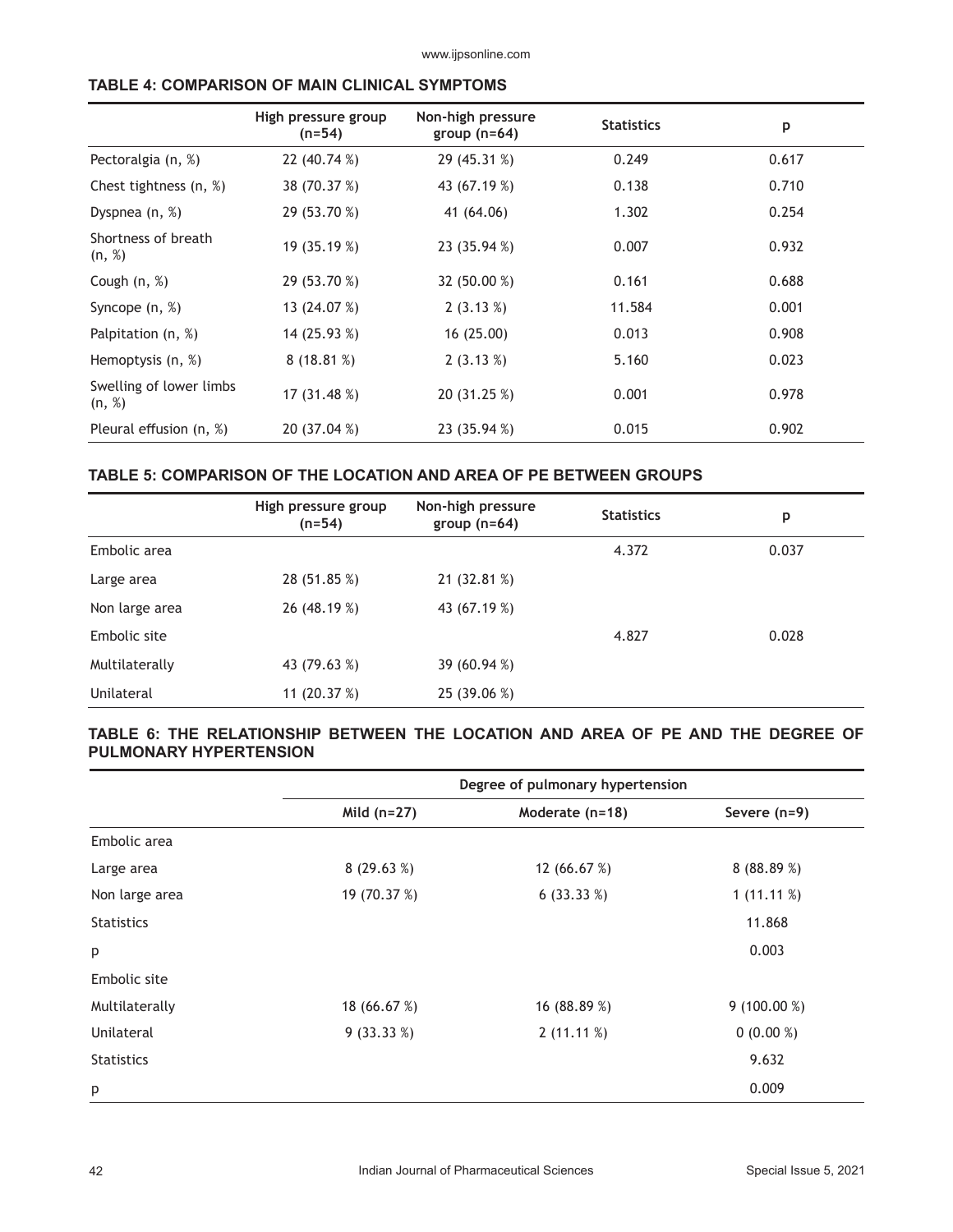**TABLE 4: COMPARISON OF MAIN CLINICAL SYMPTOMS**

| | High pressure group (n=54) | Non-high pressure group (n=64) | Statistics | p |
|---|---|---|---|---|
| Pectoralgia (n, %) | 22 (40.74 %) | 29 (45.31 %) | 0.249 | 0.617 |
| Chest tightness (n, %) | 38 (70.37 %) | 43 (67.19 %) | 0.138 | 0.710 |
| Dyspnea (n, %) | 29 (53.70 %) | 41 (64.06) | 1.302 | 0.254 |
| Shortness of breath (n, %) | 19 (35.19 %) | 23 (35.94 %) | 0.007 | 0.932 |
| Cough (n, %) | 29 (53.70 %) | 32 (50.00 %) | 0.161 | 0.688 |
| Syncope (n, %) | 13 (24.07 %) | 2 (3.13 %) | 11.584 | 0.001 |
| Palpitation (n, %) | 14 (25.93 %) | 16 (25.00) | 0.013 | 0.908 |
| Hemoptysis (n, %) | 8 (18.81 %) | 2 (3.13 %) | 5.160 | 0.023 |
| Swelling of lower limbs (n, %) | 17 (31.48 %) | 20 (31.25 %) | 0.001 | 0.978 |
| Pleural effusion (n, %) | 20 (37.04 %) | 23 (35.94 %) | 0.015 | 0.902 |

**TABLE 5: COMPARISON OF THE LOCATION AND AREA OF PE BETWEEN GROUPS**

| | High pressure group (n=54) | Non-high pressure group (n=64) | Statistics | p |
|---|---|---|---|---|
| Embolic area | | | 4.372 | 0.037 |
| Large area | 28 (51.85 %) | 21 (32.81 %) | | |
| Non large area | 26 (48.19 %) | 43 (67.19 %) | | |
| Embolic site | | | 4.827 | 0.028 |
| Multilaterally | 43 (79.63 %) | 39 (60.94 %) | | |
| Unilateral | 11 (20.37 %) | 25 (39.06 %) | | |

**TABLE 6: THE RELATIONSHIP BETWEEN THE LOCATION AND AREA OF PE AND THE DEGREE OF PULMONARY HYPERTENSION**

| | Degree of pulmonary hypertension | | |
|---|---|---|---|
| | Mild (n=27) | Moderate (n=18) | Severe (n=9) |
| Embolic area | | | |
| Large area | 8 (29.63 %) | 12 (66.67 %) | 8 (88.89 %) |
| Non large area | 19 (70.37 %) | 6 (33.33 %) | 1 (11.11 %) |
| Statistics | | | 11.868 |
| p | | | 0.003 |
| Embolic site | | | |
| Multilaterally | 18 (66.67 %) | 16 (88.89 %) | 9 (100.00 %) |
| Unilateral | 9 (33.33 %) | 2 (11.11 %) | 0 (0.00 %) |
| Statistics | | | 9.632 |
| p | | | 0.009 |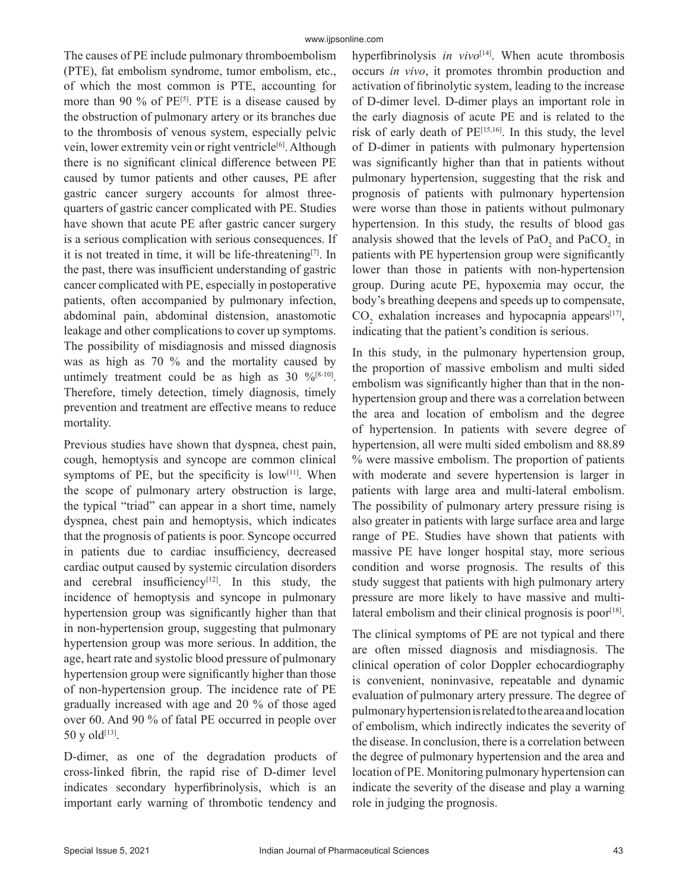The causes of PE include pulmonary thromboembolism (PTE), fat embolism syndrome, tumor embolism, etc., of which the most common is PTE, accounting for more than 90 % of PE[5]. PTE is a disease caused by the obstruction of pulmonary artery or its branches due to the thrombosis of venous system, especially pelvic vein, lower extremity vein or right ventricle[6]. Although there is no significant clinical difference between PE caused by tumor patients and other causes, PE after gastric cancer surgery accounts for almost three-quarters of gastric cancer complicated with PE. Studies have shown that acute PE after gastric cancer surgery is a serious complication with serious consequences. If it is not treated in time, it will be life-threatening[7]. In the past, there was insufficient understanding of gastric cancer complicated with PE, especially in postoperative patients, often accompanied by pulmonary infection, abdominal pain, abdominal distension, anastomotic leakage and other complications to cover up symptoms. The possibility of misdiagnosis and missed diagnosis was as high as 70 % and the mortality caused by untimely treatment could be as high as 30 %[8-10]. Therefore, timely detection, timely diagnosis, timely prevention and treatment are effective means to reduce mortality.

Previous studies have shown that dyspnea, chest pain, cough, hemoptysis and syncope are common clinical symptoms of PE, but the specificity is low[11]. When the scope of pulmonary artery obstruction is large, the typical "triad" can appear in a short time, namely dyspnea, chest pain and hemoptysis, which indicates that the prognosis of patients is poor. Syncope occurred in patients due to cardiac insufficiency, decreased cardiac output caused by systemic circulation disorders and cerebral insufficiency[12]. In this study, the incidence of hemoptysis and syncope in pulmonary hypertension group was significantly higher than that in non-hypertension group, suggesting that pulmonary hypertension group was more serious. In addition, the age, heart rate and systolic blood pressure of pulmonary hypertension group were significantly higher than those of non-hypertension group. The incidence rate of PE gradually increased with age and 20 % of those aged over 60. And 90 % of fatal PE occurred in people over 50 y old[13].

D-dimer, as one of the degradation products of cross-linked fibrin, the rapid rise of D-dimer level indicates secondary hyperfibrinolysis, which is an important early warning of thrombotic tendency and hyperfibrinolysis *in vivo*[14]. When acute thrombosis occurs *in vivo*, it promotes thrombin production and activation of fibrinolytic system, leading to the increase of D-dimer level. D-dimer plays an important role in the early diagnosis of acute PE and is related to the risk of early death of PE[15,16]. In this study, the level of D-dimer in patients with pulmonary hypertension was significantly higher than that in patients without pulmonary hypertension, suggesting that the risk and prognosis of patients with pulmonary hypertension were worse than those in patients without pulmonary hypertension. In this study, the results of blood gas analysis showed that the levels of $PaO_2$ and $PaCO_2$ in patients with PE hypertension group were significantly lower than those in patients with non-hypertension group. During acute PE, hypoxemia may occur, the body's breathing deepens and speeds up to compensate, $CO_2$ exhalation increases and hypocapnia appears[17], indicating that the patient's condition is serious.

In this study, in the pulmonary hypertension group, the proportion of massive embolism and multi sided embolism was significantly higher than that in the non-hypertension group and there was a correlation between the area and location of embolism and the degree of hypertension. In patients with severe degree of hypertension, all were multi sided embolism and 88.89 % were massive embolism. The proportion of patients with moderate and severe hypertension is larger in patients with large area and multi-lateral embolism. The possibility of pulmonary artery pressure rising is also greater in patients with large surface area and large range of PE. Studies have shown that patients with massive PE have longer hospital stay, more serious condition and worse prognosis. The results of this study suggest that patients with high pulmonary artery pressure are more likely to have massive and multi-lateral embolism and their clinical prognosis is poor[18].

The clinical symptoms of PE are not typical and there are often missed diagnosis and misdiagnosis. The clinical operation of color Doppler echocardiography is convenient, noninvasive, repeatable and dynamic evaluation of pulmonary artery pressure. The degree of pulmonary hypertension is related to the area and location of embolism, which indirectly indicates the severity of the disease. In conclusion, there is a correlation between the degree of pulmonary hypertension and the area and location of PE. Monitoring pulmonary hypertension can indicate the severity of the disease and play a warning role in judging the prognosis.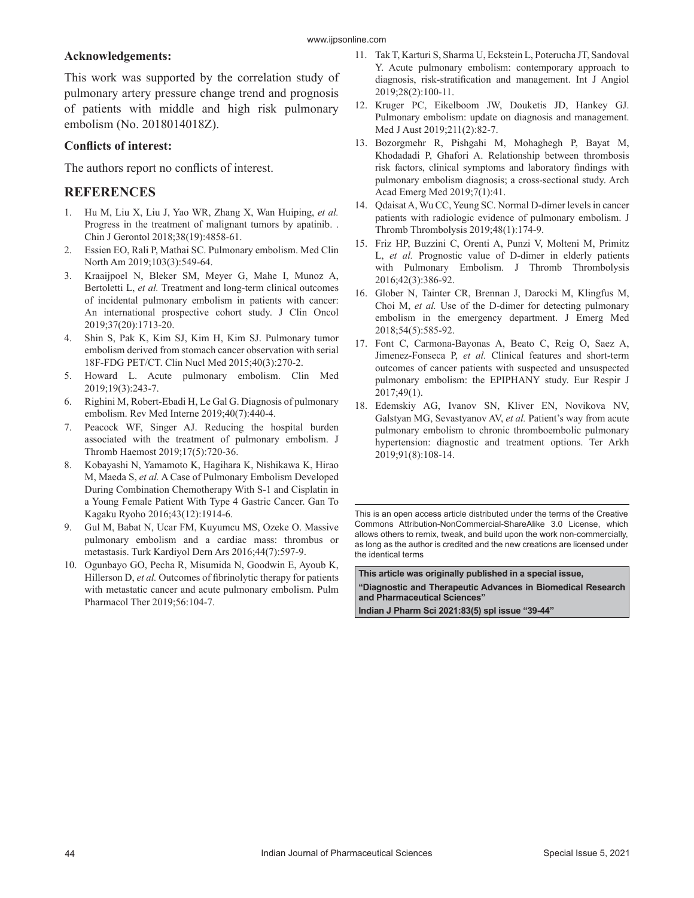**Acknowledgements:**

This work was supported by the correlation study of pulmonary artery pressure change trend and prognosis of patients with middle and high risk pulmonary embolism (No. 2018014018Z).

**Conflicts of interest:**

The authors report no conflicts of interest.

## REFERENCES

1. Hu M, Liu X, Liu J, Yao WR, Zhang X, Wan Huiping, *et al.* Progress in the treatment of malignant tumors by apatinib. . Chin J Gerontol 2018;38(19):4858-61.
2. Essien EO, Rali P, Mathai SC. Pulmonary embolism. Med Clin North Am 2019;103(3):549-64.
3. Kraaijpoel N, Bleker SM, Meyer G, Mahe I, Munoz A, Bertoletti L, *et al.* Treatment and long-term clinical outcomes of incidental pulmonary embolism in patients with cancer: An international prospective cohort study. J Clin Oncol 2019;37(20):1713-20.
4. Shin S, Pak K, Kim SJ, Kim H, Kim SJ. Pulmonary tumor embolism derived from stomach cancer observation with serial 18F-FDG PET/CT. Clin Nucl Med 2015;40(3):270-2.
5. Howard L. Acute pulmonary embolism. Clin Med 2019;19(3):243-7.
6. Righini M, Robert-Ebadi H, Le Gal G. Diagnosis of pulmonary embolism. Rev Med Interne 2019;40(7):440-4.
7. Peacock WF, Singer AJ. Reducing the hospital burden associated with the treatment of pulmonary embolism. J Thromb Haemost 2019;17(5):720-36.
8. Kobayashi N, Yamamoto K, Hagihara K, Nishikawa K, Hirao M, Maeda S, *et al.* A Case of Pulmonary Embolism Developed During Combination Chemotherapy With S-1 and Cisplatin in a Young Female Patient With Type 4 Gastric Cancer. Gan To Kagaku Ryoho 2016;43(12):1914-6.
9. Gul M, Babat N, Ucar FM, Kuyumcu MS, Ozeke O. Massive pulmonary embolism and a cardiac mass: thrombus or metastasis. Turk Kardiyol Dern Ars 2016;44(7):597-9.
10. Ogunbayo GO, Pecha R, Misumida N, Goodwin E, Ayoub K, Hillerson D, *et al.* Outcomes of fibrinolytic therapy for patients with metastatic cancer and acute pulmonary embolism. Pulm Pharmacol Ther 2019;56:104-7.
11. Tak T, Karturi S, Sharma U, Eckstein L, Poterucha JT, Sandoval Y. Acute pulmonary embolism: contemporary approach to diagnosis, risk-stratification and management. Int J Angiol 2019;28(2):100-11.
12. Kruger PC, Eikelboom JW, Douketis JD, Hankey GJ. Pulmonary embolism: update on diagnosis and management. Med J Aust 2019;211(2):82-7.
13. Bozorgmehr R, Pishgahi M, Mohaghegh P, Bayat M, Khodadadi P, Ghafori A. Relationship between thrombosis risk factors, clinical symptoms and laboratory findings with pulmonary embolism diagnosis; a cross-sectional study. Arch Acad Emerg Med 2019;7(1):41.
14. Qdaisat A, Wu CC, Yeung SC. Normal D-dimer levels in cancer patients with radiologic evidence of pulmonary embolism. J Thromb Thrombolysis 2019;48(1):174-9.
15. Friz HP, Buzzini C, Orenti A, Punzi V, Molteni M, Primitz L, *et al.* Prognostic value of D-dimer in elderly patients with Pulmonary Embolism. J Thromb Thrombolysis 2016;42(3):386-92.
16. Glober N, Tainter CR, Brennan J, Darocki M, Klingfus M, Choi M, *et al.* Use of the D-dimer for detecting pulmonary embolism in the emergency department. J Emerg Med 2018;54(5):585-92.
17. Font C, Carmona-Bayonas A, Beato C, Reig O, Saez A, Jimenez-Fonseca P, *et al.* Clinical features and short-term outcomes of cancer patients with suspected and unsuspected pulmonary embolism: the EPIPHANY study. Eur Respir J 2017;49(1).
18. Edemskiy AG, Ivanov SN, Kliver EN, Novikova NV, Galstyan MG, Sevastyanov AV, *et al.* Patient's way from acute pulmonary embolism to chronic thromboembolic pulmonary hypertension: diagnostic and treatment options. Ter Arkh 2019;91(8):108-14.

---

This is an open access article distributed under the terms of the Creative Commons Attribution-NonCommercial-ShareAlike 3.0 License, which allows others to remix, tweak, and build upon the work non-commercially, as long as the author is credited and the new creations are licensed under the identical terms

**This article was originally published in a special issue, "Diagnostic and Therapeutic Advances in Biomedical Research and Pharmaceutical Sciences"**
**Indian J Pharm Sci 2021:83(5) spl issue "39-44"**